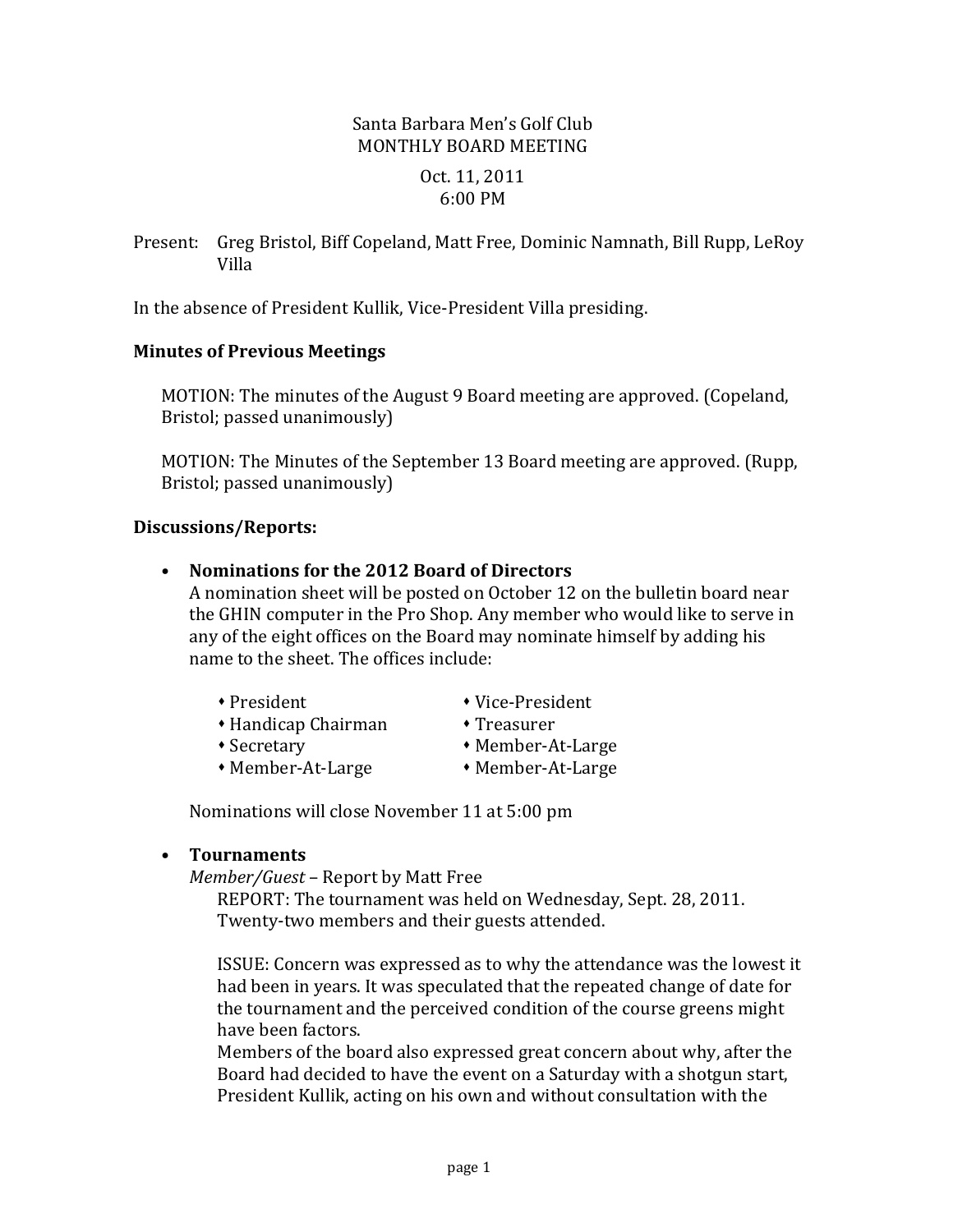Santa Barbara Men's Golf Club
MONTHLY BOARD MEETING

Oct. 11, 2011
6:00 PM

Present: Greg Bristol, Biff Copeland, Matt Free, Dominic Namnath, Bill Rupp, LeRoy Villa

In the absence of President Kullik, Vice-President Villa presiding.

**Minutes of Previous Meetings**

MOTION: The minutes of the August 9 Board meeting are approved. (Copeland, Bristol; passed unanimously)

MOTION: The Minutes of the September 13 Board meeting are approved. (Rupp, Bristol; passed unanimously)

**Discussions/Reports:**

- **Nominations for the 2012 Board of Directors**
  A nomination sheet will be posted on October 12 on the bulletin board near the GHIN computer in the Pro Shop. Any member who would like to serve in any of the eight offices on the Board may nominate himself by adding his name to the sheet. The offices include:

  - President
  - Vice-President
  - Handicap Chairman
  - Treasurer
  - Secretary
  - Member-At-Large
  - Member-At-Large
  - Member-At-Large

  Nominations will close November 11 at 5:00 pm

- **Tournaments**
  *Member/Guest* – Report by Matt Free

  REPORT: The tournament was held on Wednesday, Sept. 28, 2011. Twenty-two members and their guests attended.

  ISSUE: Concern was expressed as to why the attendance was the lowest it had been in years. It was speculated that the repeated change of date for the tournament and the perceived condition of the course greens might have been factors.
  Members of the board also expressed great concern about why, after the Board had decided to have the event on a Saturday with a shotgun start, President Kullik, acting on his own and without consultation with the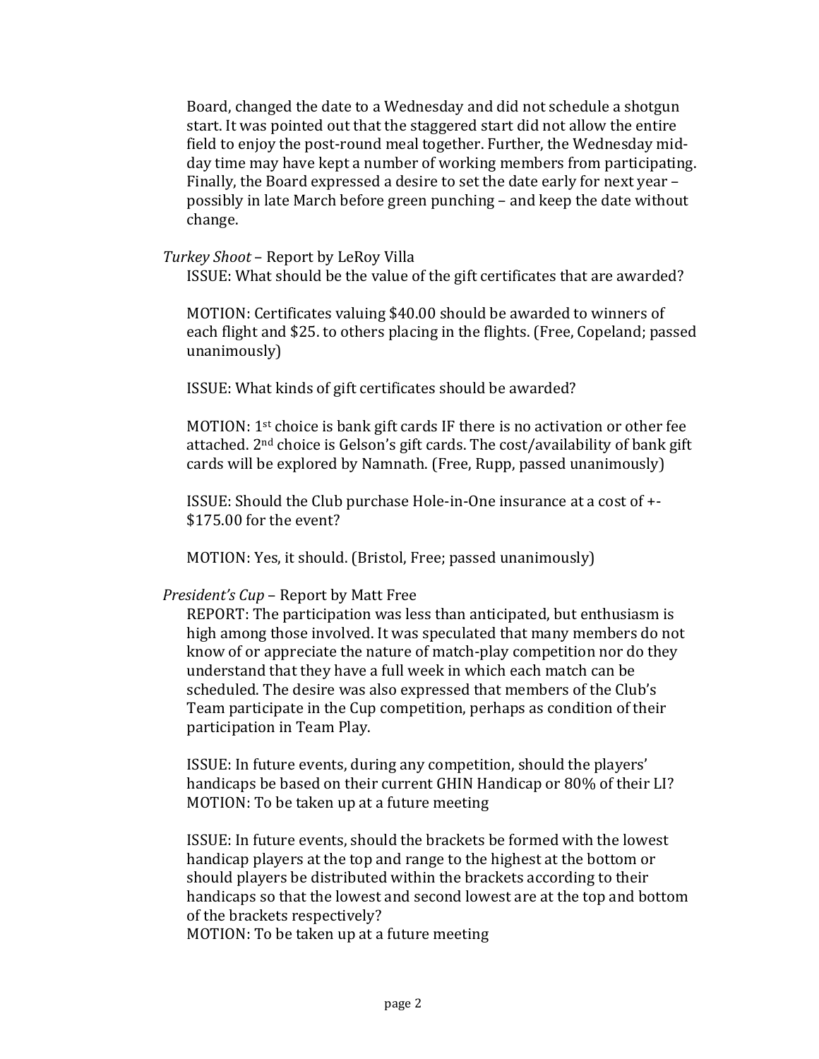Board, changed the date to a Wednesday and did not schedule a shotgun start. It was pointed out that the staggered start did not allow the entire field to enjoy the post-round meal together. Further, the Wednesday mid-day time may have kept a number of working members from participating. Finally, the Board expressed a desire to set the date early for next year – possibly in late March before green punching – and keep the date without change.

*Turkey Shoot* – Report by LeRoy Villa

ISSUE: What should be the value of the gift certificates that are awarded?

MOTION: Certificates valuing $40.00 should be awarded to winners of each flight and $25. to others placing in the flights. (Free, Copeland; passed unanimously)

ISSUE: What kinds of gift certificates should be awarded?

MOTION: 1st choice is bank gift cards IF there is no activation or other fee attached. 2nd choice is Gelson's gift cards. The cost/availability of bank gift cards will be explored by Namnath. (Free, Rupp, passed unanimously)

ISSUE: Should the Club purchase Hole-in-One insurance at a cost of +-$175.00 for the event?

MOTION: Yes, it should. (Bristol, Free; passed unanimously)

*President's Cup* – Report by Matt Free

REPORT: The participation was less than anticipated, but enthusiasm is high among those involved. It was speculated that many members do not know of or appreciate the nature of match-play competition nor do they understand that they have a full week in which each match can be scheduled. The desire was also expressed that members of the Club's Team participate in the Cup competition, perhaps as condition of their participation in Team Play.

ISSUE: In future events, during any competition, should the players' handicaps be based on their current GHIN Handicap or 80% of their LI?
MOTION: To be taken up at a future meeting

ISSUE: In future events, should the brackets be formed with the lowest handicap players at the top and range to the highest at the bottom or should players be distributed within the brackets according to their handicaps so that the lowest and second lowest are at the top and bottom of the brackets respectively?
MOTION: To be taken up at a future meeting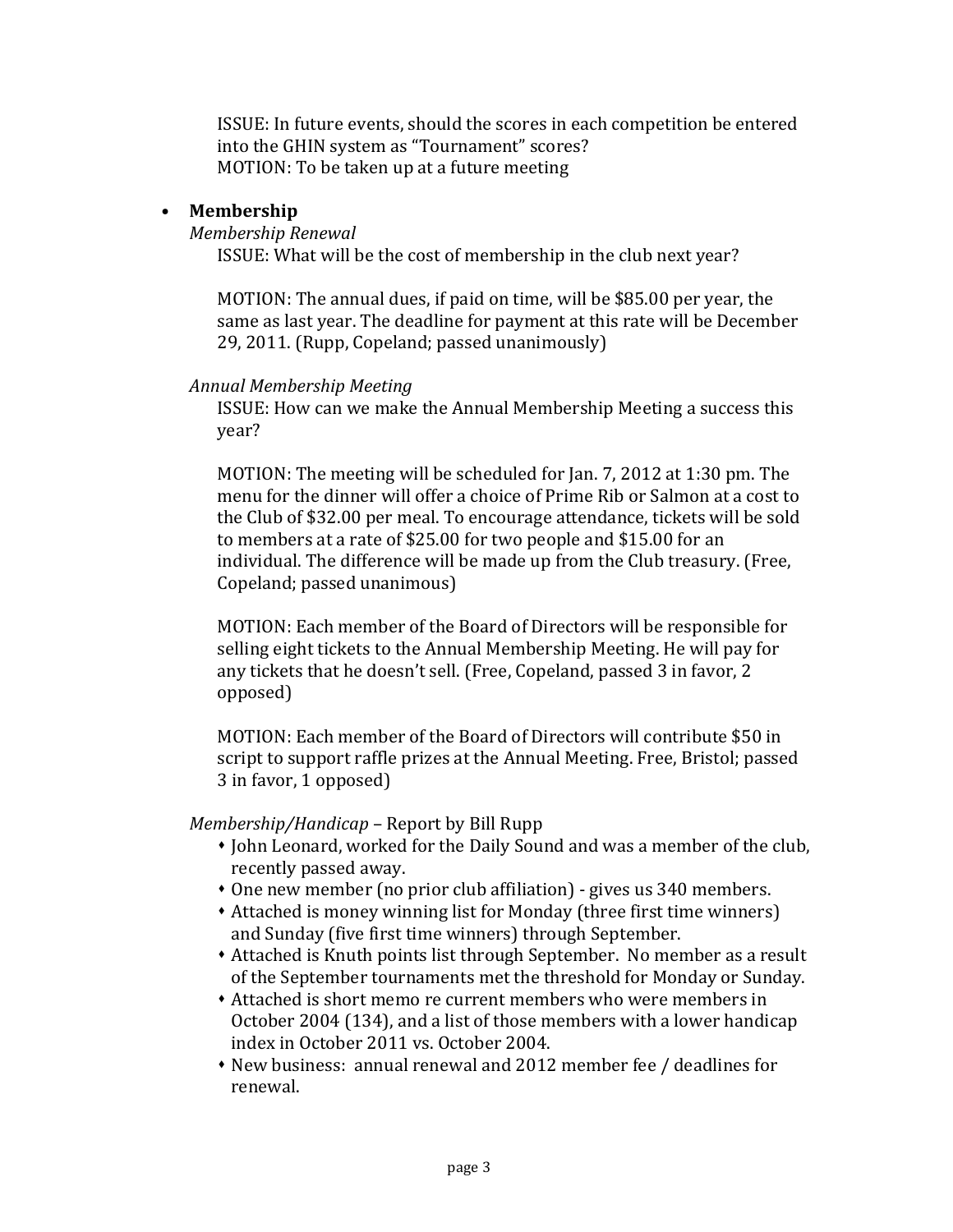ISSUE: In future events, should the scores in each competition be entered into the GHIN system as "Tournament" scores?
MOTION: To be taken up at a future meeting

- **Membership**

  *Membership Renewal*

  ISSUE: What will be the cost of membership in the club next year?

  MOTION: The annual dues, if paid on time, will be $85.00 per year, the same as last year. The deadline for payment at this rate will be December 29, 2011. (Rupp, Copeland; passed unanimously)

  *Annual Membership Meeting*

  ISSUE: How can we make the Annual Membership Meeting a success this year?

  MOTION: The meeting will be scheduled for Jan. 7, 2012 at 1:30 pm. The menu for the dinner will offer a choice of Prime Rib or Salmon at a cost to the Club of $32.00 per meal. To encourage attendance, tickets will be sold to members at a rate of $25.00 for two people and $15.00 for an individual. The difference will be made up from the Club treasury. (Free, Copeland; passed unanimous)

  MOTION: Each member of the Board of Directors will be responsible for selling eight tickets to the Annual Membership Meeting. He will pay for any tickets that he doesn't sell. (Free, Copeland, passed 3 in favor, 2 opposed)

  MOTION: Each member of the Board of Directors will contribute $50 in script to support raffle prizes at the Annual Meeting. Free, Bristol; passed 3 in favor, 1 opposed)

  *Membership/Handicap* – Report by Bill Rupp

  - John Leonard, worked for the Daily Sound and was a member of the club, recently passed away.
  - One new member (no prior club affiliation) - gives us 340 members.
  - Attached is money winning list for Monday (three first time winners) and Sunday (five first time winners) through September.
  - Attached is Knuth points list through September. No member as a result of the September tournaments met the threshold for Monday or Sunday.
  - Attached is short memo re current members who were members in October 2004 (134), and a list of those members with a lower handicap index in October 2011 vs. October 2004.
  - New business: annual renewal and 2012 member fee / deadlines for renewal.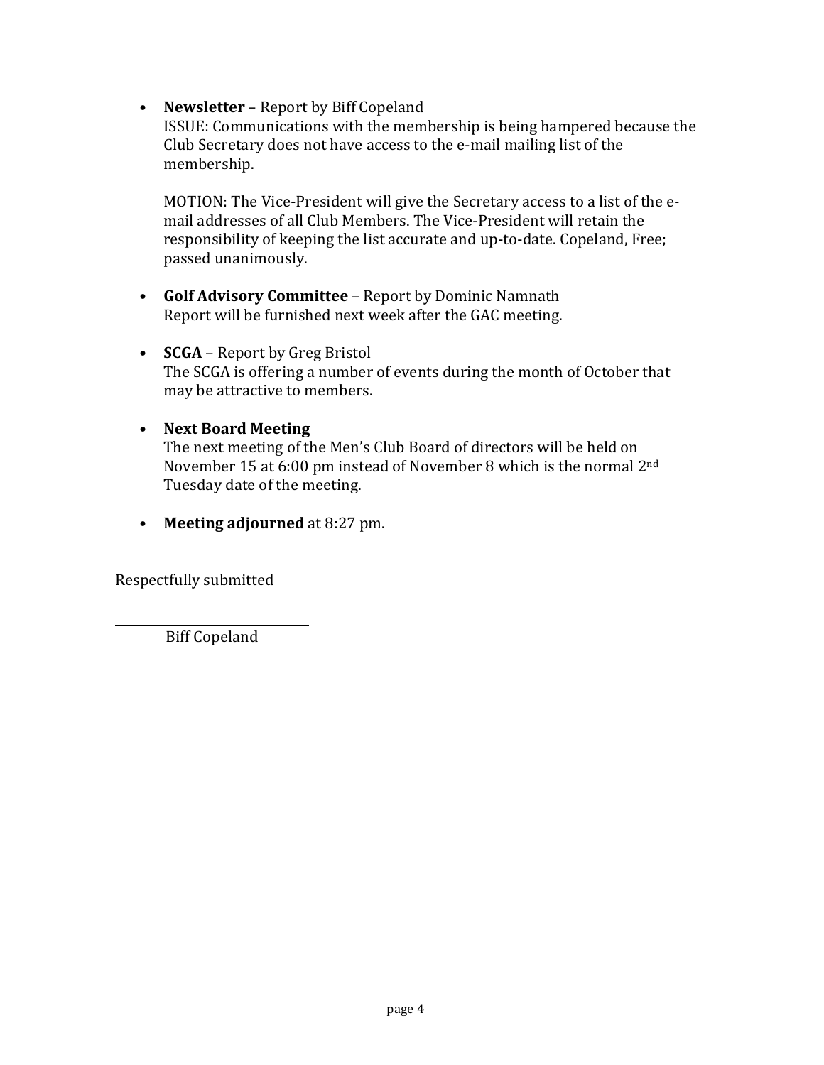- **Newsletter** – Report by Biff Copeland
  ISSUE: Communications with the membership is being hampered because the Club Secretary does not have access to the e-mail mailing list of the membership.

  MOTION: The Vice-President will give the Secretary access to a list of the e-mail addresses of all Club Members. The Vice-President will retain the responsibility of keeping the list accurate and up-to-date. Copeland, Free; passed unanimously.

- **Golf Advisory Committee** – Report by Dominic Namnath
  Report will be furnished next week after the GAC meeting.

- **SCGA** – Report by Greg Bristol
  The SCGA is offering a number of events during the month of October that may be attractive to members.

- **Next Board Meeting**
  The next meeting of the Men's Club Board of directors will be held on November 15 at 6:00 pm instead of November 8 which is the normal 2nd Tuesday date of the meeting.

- **Meeting adjourned** at 8:27 pm.

Respectfully submitted

\_\_\_\_\_\_\_\_\_\_\_\_\_\_\_\_\_\_\_\_\_\_\_\_\_\_\_\_

Biff Copeland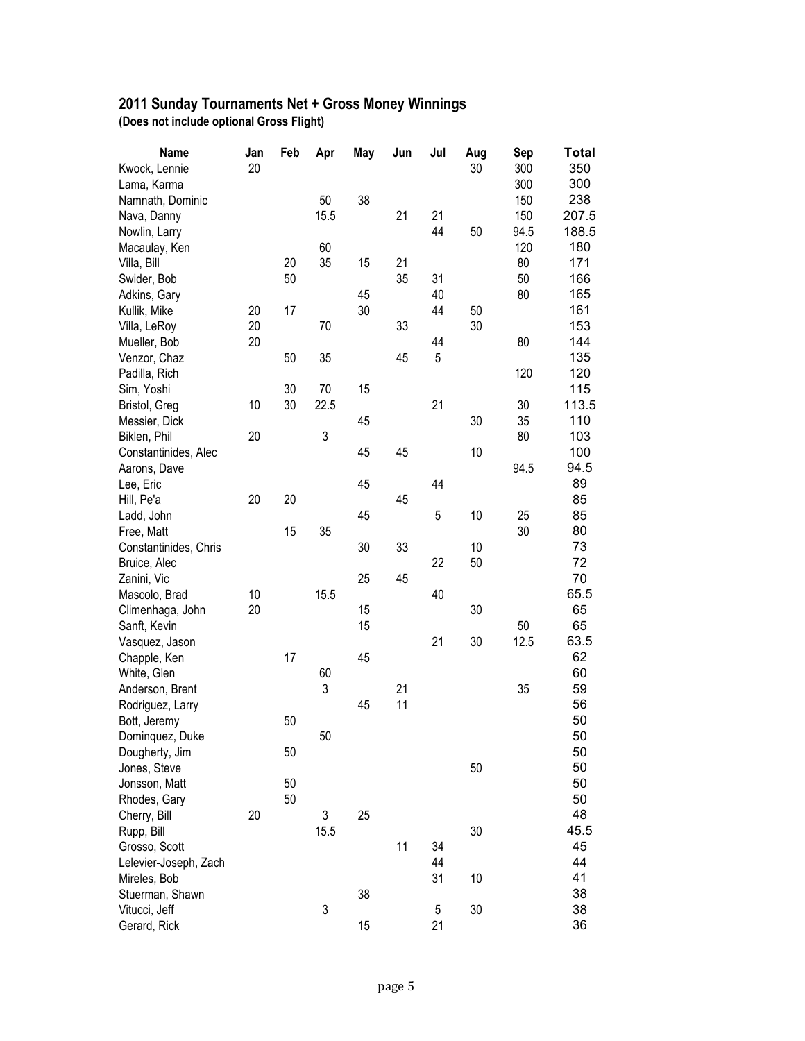## 2011 Sunday Tournaments Net + Gross Money Winnings

**(Does not include optional Gross Flight)**

| Name | Jan | Feb | Apr | May | Jun | Jul | Aug | Sep | Total |
|---|---|---|---|---|---|---|---|---|---|
| Kwock, Lennie | 20 | | | | | | 30 | 300 | 350 |
| Lama, Karma | | | | | | | | 300 | 300 |
| Namnath, Dominic | | | 50 | 38 | | | | 150 | 238 |
| Nava, Danny | | | 15.5 | | 21 | 21 | | 150 | 207.5 |
| Nowlin, Larry | | | | | | 44 | 50 | 94.5 | 188.5 |
| Macaulay, Ken | | | 60 | | | | | 120 | 180 |
| Villa, Bill | | 20 | 35 | 15 | 21 | | | 80 | 171 |
| Swider, Bob | | 50 | | | 35 | 31 | | 50 | 166 |
| Adkins, Gary | | | | 45 | | 40 | | 80 | 165 |
| Kullik, Mike | 20 | 17 | | 30 | | 44 | 50 | | 161 |
| Villa, LeRoy | 20 | | 70 | | 33 | | 30 | | 153 |
| Mueller, Bob | 20 | | | | | 44 | | 80 | 144 |
| Venzor, Chaz | | 50 | 35 | | 45 | 5 | | | 135 |
| Padilla, Rich | | | | | | | | 120 | 120 |
| Sim, Yoshi | | 30 | 70 | 15 | | | | | 115 |
| Bristol, Greg | 10 | 30 | 22.5 | | | 21 | | 30 | 113.5 |
| Messier, Dick | | | | 45 | | | 30 | 35 | 110 |
| Biklen, Phil | 20 | | 3 | | | | | 80 | 103 |
| Constantinides, Alec | | | | 45 | 45 | | 10 | | 100 |
| Aarons, Dave | | | | | | | | 94.5 | 94.5 |
| Lee, Eric | | | | 45 | | 44 | | | 89 |
| Hill, Pe'a | 20 | 20 | | | 45 | | | | 85 |
| Ladd, John | | | | 45 | | 5 | 10 | 25 | 85 |
| Free, Matt | | 15 | 35 | | | | | 30 | 80 |
| Constantinides, Chris | | | | 30 | 33 | | 10 | | 73 |
| Bruice, Alec | | | | | | 22 | 50 | | 72 |
| Zanini, Vic | | | | 25 | 45 | | | | 70 |
| Mascolo, Brad | 10 | | 15.5 | | | 40 | | | 65.5 |
| Climenhaga, John | 20 | | | 15 | | | 30 | | 65 |
| Sanft, Kevin | | | | 15 | | | | 50 | 65 |
| Vasquez, Jason | | | | | | 21 | 30 | 12.5 | 63.5 |
| Chapple, Ken | | 17 | | 45 | | | | | 62 |
| White, Glen | | | 60 | | | | | | 60 |
| Anderson, Brent | | | 3 | | 21 | | | 35 | 59 |
| Rodriguez, Larry | | | | 45 | 11 | | | | 56 |
| Bott, Jeremy | | 50 | | | | | | | 50 |
| Dominquez, Duke | | | 50 | | | | | | 50 |
| Dougherty, Jim | | 50 | | | | | | | 50 |
| Jones, Steve | | | | | | | 50 | | 50 |
| Jonsson, Matt | | 50 | | | | | | | 50 |
| Rhodes, Gary | | 50 | | | | | | | 50 |
| Cherry, Bill | 20 | | 3 | 25 | | | | | 48 |
| Rupp, Bill | | | 15.5 | | | | 30 | | 45.5 |
| Grosso, Scott | | | | | 11 | 34 | | | 45 |
| Lelevier-Joseph, Zach | | | | | | 44 | | | 44 |
| Mireles, Bob | | | | | | 31 | 10 | | 41 |
| Stuerman, Shawn | | | | 38 | | | | | 38 |
| Vitucci, Jeff | | | 3 | | | 5 | 30 | | 38 |
| Gerard, Rick | | | | 15 | | 21 | | | 36 |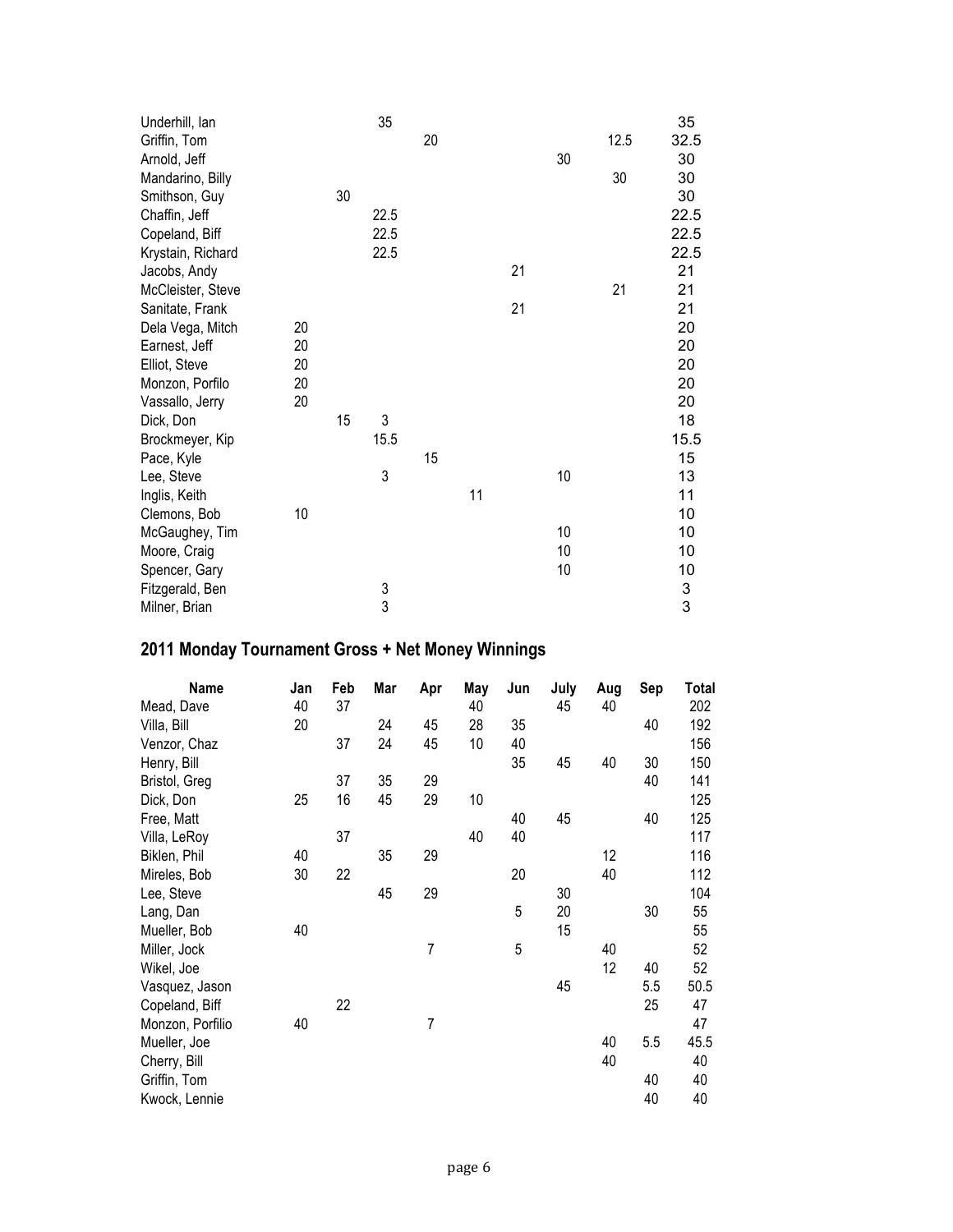| | | | | | | | | | | |
|---|---|---|---|---|---|---|---|---|---|---|
| Underhill, Ian | | | 35 | | | | | | | 35 |
| Griffin, Tom | | | | 20 | | | | 12.5 | | 32.5 |
| Arnold, Jeff | | | | | | | 30 | | | 30 |
| Mandarino, Billy | | | | | | | | 30 | | 30 |
| Smithson, Guy | | 30 | | | | | | | | 30 |
| Chaffin, Jeff | | | 22.5 | | | | | | | 22.5 |
| Copeland, Biff | | | 22.5 | | | | | | | 22.5 |
| Krystain, Richard | | | 22.5 | | | | | | | 22.5 |
| Jacobs, Andy | | | | | | 21 | | | | 21 |
| McCleister, Steve | | | | | | | | 21 | | 21 |
| Sanitate, Frank | | | | | | 21 | | | | 21 |
| Dela Vega, Mitch | 20 | | | | | | | | | 20 |
| Earnest, Jeff | 20 | | | | | | | | | 20 |
| Elliot, Steve | 20 | | | | | | | | | 20 |
| Monzon, Porfilo | 20 | | | | | | | | | 20 |
| Vassallo, Jerry | 20 | | | | | | | | | 20 |
| Dick, Don | | 15 | 3 | | | | | | | 18 |
| Brockmeyer, Kip | | | 15.5 | | | | | | | 15.5 |
| Pace, Kyle | | | | 15 | | | | | | 15 |
| Lee, Steve | | | 3 | | | | 10 | | | 13 |
| Inglis, Keith | | | | | 11 | | | | | 11 |
| Clemons, Bob | 10 | | | | | | | | | 10 |
| McGaughey, Tim | | | | | | | 10 | | | 10 |
| Moore, Craig | | | | | | | 10 | | | 10 |
| Spencer, Gary | | | | | | | 10 | | | 10 |
| Fitzgerald, Ben | | | 3 | | | | | | | 3 |
| Milner, Brian | | | 3 | | | | | | | 3 |

## 2011 Monday Tournament Gross + Net Money Winnings

| Name | Jan | Feb | Mar | Apr | May | Jun | July | Aug | Sep | Total |
|---|---|---|---|---|---|---|---|---|---|---|
| Mead, Dave | 40 | 37 | | | 40 | | 45 | 40 | | 202 |
| Villa, Bill | 20 | | 24 | 45 | 28 | 35 | | | 40 | 192 |
| Venzor, Chaz | | 37 | 24 | 45 | 10 | 40 | | | | 156 |
| Henry, Bill | | | | | | 35 | 45 | 40 | 30 | 150 |
| Bristol, Greg | | 37 | 35 | 29 | | | | | 40 | 141 |
| Dick, Don | 25 | 16 | 45 | 29 | 10 | | | | | 125 |
| Free, Matt | | | | | | 40 | 45 | | 40 | 125 |
| Villa, LeRoy | | 37 | | | 40 | 40 | | | | 117 |
| Biklen, Phil | 40 | | 35 | 29 | | | | 12 | | 116 |
| Mireles, Bob | 30 | 22 | | | | 20 | | 40 | | 112 |
| Lee, Steve | | | 45 | 29 | | | 30 | | | 104 |
| Lang, Dan | | | | | | 5 | 20 | | 30 | 55 |
| Mueller, Bob | 40 | | | | | | 15 | | | 55 |
| Miller, Jock | | | | 7 | | 5 | | 40 | | 52 |
| Wikel, Joe | | | | | | | | 12 | 40 | 52 |
| Vasquez, Jason | | | | | | | 45 | | 5.5 | 50.5 |
| Copeland, Biff | | 22 | | | | | | | 25 | 47 |
| Monzon, Porfilio | 40 | | | 7 | | | | | | 47 |
| Mueller, Joe | | | | | | | | 40 | 5.5 | 45.5 |
| Cherry, Bill | | | | | | | | 40 | | 40 |
| Griffin, Tom | | | | | | | | | 40 | 40 |
| Kwock, Lennie | | | | | | | | | 40 | 40 |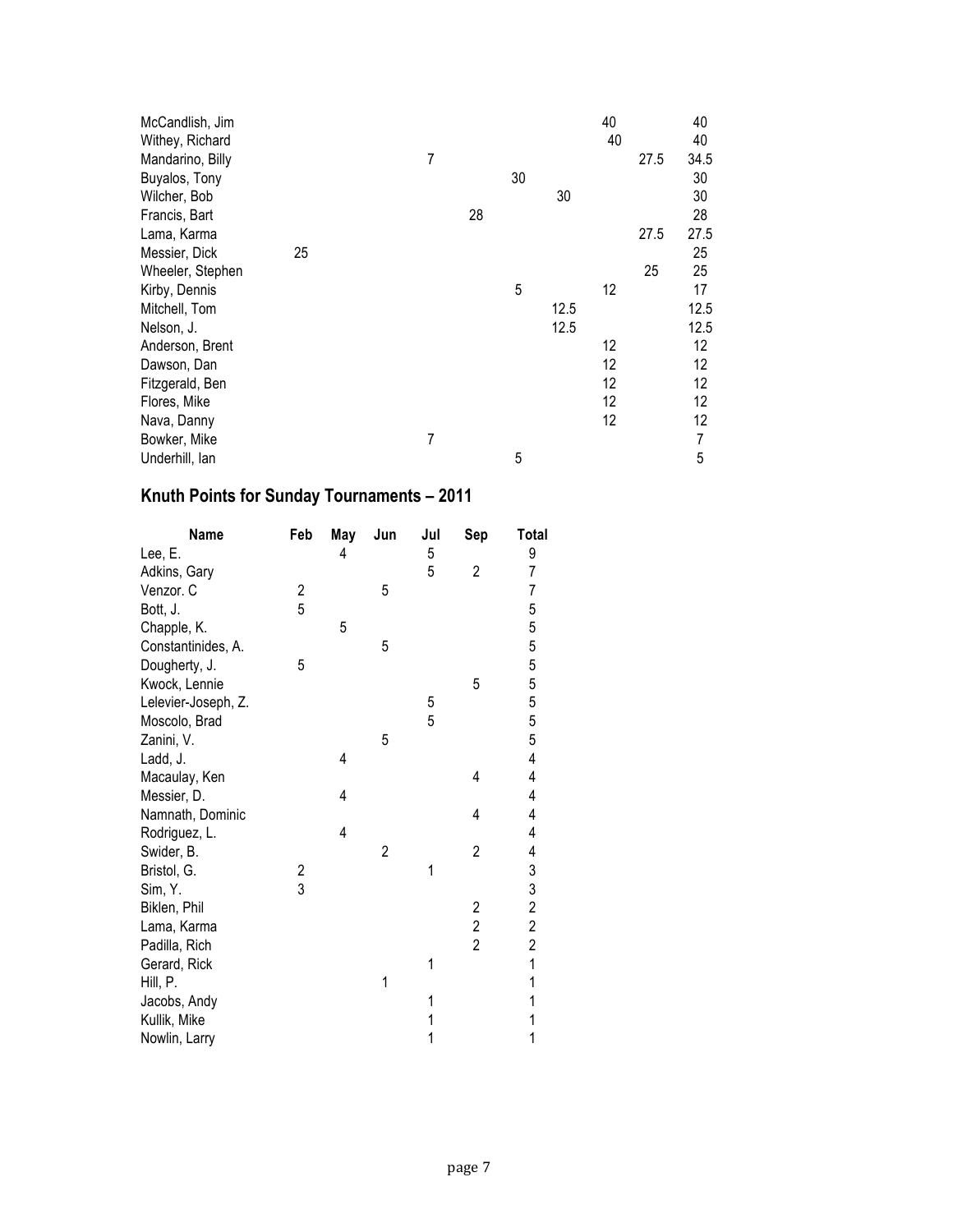| | | | | | | | | | | |
|---|---|---|---|---|---|---|---|---|---|---|
| McCandlish, Jim | | | | | | | | 40 | | 40 |
| Withey, Richard | | | | | | | | 40 | | 40 |
| Mandarino, Billy | | | | 7 | | | | | 27.5 | 34.5 |
| Buyalos, Tony | | | | | | 30 | | | | 30 |
| Wilcher, Bob | | | | | | | 30 | | | 30 |
| Francis, Bart | | | | | 28 | | | | | 28 |
| Lama, Karma | | | | | | | | | 27.5 | 27.5 |
| Messier, Dick | 25 | | | | | | | | | 25 |
| Wheeler, Stephen | | | | | | | | | 25 | 25 |
| Kirby, Dennis | | | | | | 5 | | 12 | | 17 |
| Mitchell, Tom | | | | | | | 12.5 | | | 12.5 |
| Nelson, J. | | | | | | | 12.5 | | | 12.5 |
| Anderson, Brent | | | | | | | | 12 | | 12 |
| Dawson, Dan | | | | | | | | 12 | | 12 |
| Fitzgerald, Ben | | | | | | | | 12 | | 12 |
| Flores, Mike | | | | | | | | 12 | | 12 |
| Nava, Danny | | | | | | | | 12 | | 12 |
| Bowker, Mike | | | | 7 | | | | | | 7 |
| Underhill, Ian | | | | | | 5 | | | | 5 |

## Knuth Points for Sunday Tournaments – 2011

| Name | Feb | May | Jun | Jul | Sep | Total |
|---|---|---|---|---|---|---|
| Lee, E. | | 4 | | 5 | | 9 |
| Adkins, Gary | | | | 5 | 2 | 7 |
| Venzor. C | 2 | | 5 | | | 7 |
| Bott, J. | 5 | | | | | 5 |
| Chapple, K. | | 5 | | | | 5 |
| Constantinides, A. | | | 5 | | | 5 |
| Dougherty, J. | 5 | | | | | 5 |
| Kwock, Lennie | | | | | 5 | 5 |
| Lelevier-Joseph, Z. | | | | 5 | | 5 |
| Moscolo, Brad | | | | 5 | | 5 |
| Zanini, V. | | | 5 | | | 5 |
| Ladd, J. | | 4 | | | | 4 |
| Macaulay, Ken | | | | | 4 | 4 |
| Messier, D. | | 4 | | | | 4 |
| Namnath, Dominic | | | | | 4 | 4 |
| Rodriguez, L. | | 4 | | | | 4 |
| Swider, B. | | | 2 | | 2 | 4 |
| Bristol, G. | 2 | | | 1 | | 3 |
| Sim, Y. | 3 | | | | | 3 |
| Biklen, Phil | | | | | 2 | 2 |
| Lama, Karma | | | | | 2 | 2 |
| Padilla, Rich | | | | | 2 | 2 |
| Gerard, Rick | | | | 1 | | 1 |
| Hill, P. | | | 1 | | | 1 |
| Jacobs, Andy | | | | 1 | | 1 |
| Kullik, Mike | | | | 1 | | 1 |
| Nowlin, Larry | | | | 1 | | 1 |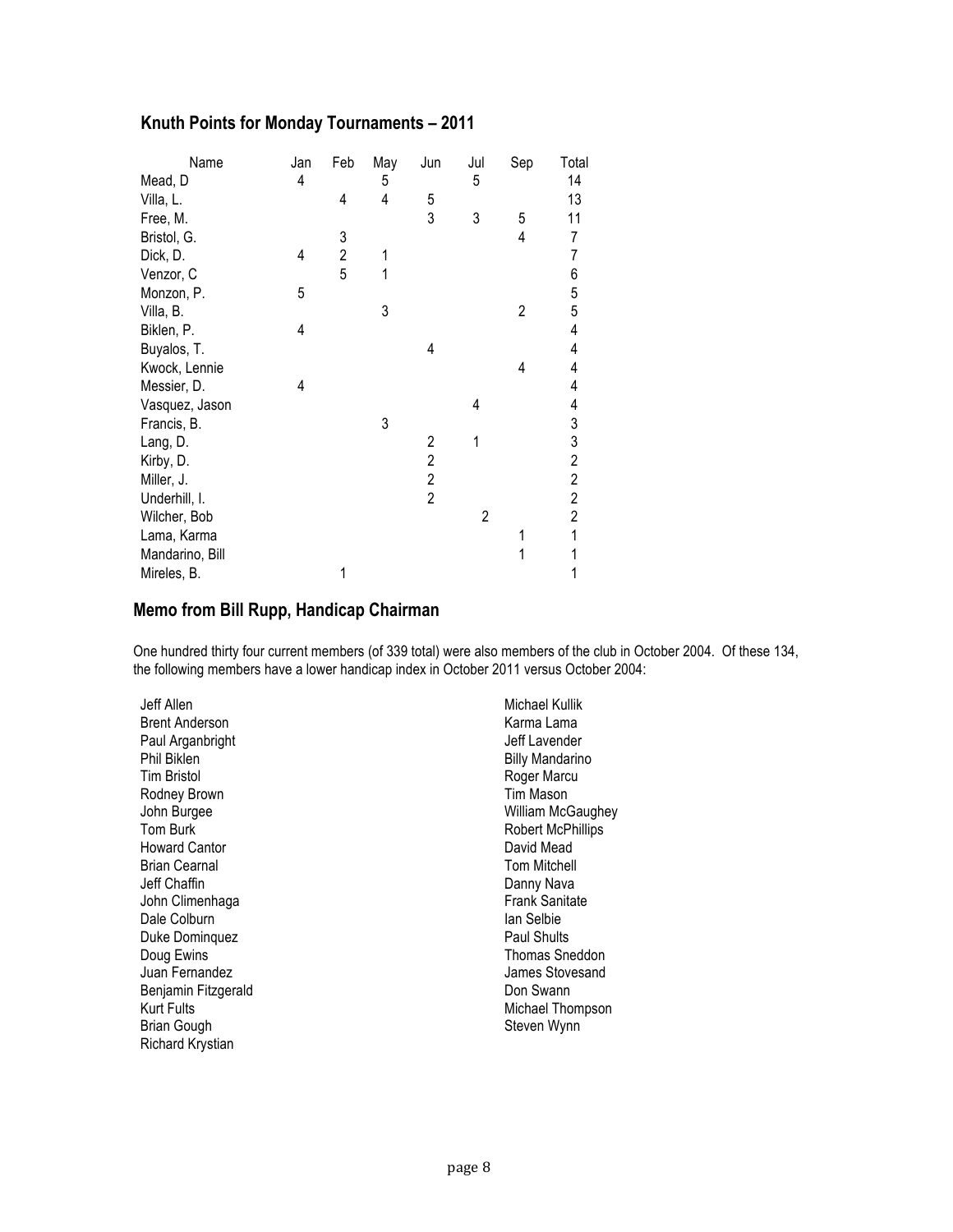## Knuth Points for Monday Tournaments – 2011

| Name | Jan | Feb | May | Jun | Jul | Sep | Total |
|---|---|---|---|---|---|---|---|
| Mead, D | 4 | | 5 | | 5 | | 14 |
| Villa, L. | | 4 | 4 | 5 | | | 13 |
| Free, M. | | | | 3 | 3 | 5 | 11 |
| Bristol, G. | | 3 | | | | 4 | 7 |
| Dick, D. | 4 | 2 | 1 | | | | 7 |
| Venzor, C | | 5 | 1 | | | | 6 |
| Monzon, P. | 5 | | | | | | 5 |
| Villa, B. | | | 3 | | | 2 | 5 |
| Biklen, P. | 4 | | | | | | 4 |
| Buyalos, T. | | | | 4 | | | 4 |
| Kwock, Lennie | | | | | | 4 | 4 |
| Messier, D. | 4 | | | | | | 4 |
| Vasquez, Jason | | | | | 4 | | 4 |
| Francis, B. | | | 3 | | | | 3 |
| Lang, D. | | | | 2 | 1 | | 3 |
| Kirby, D. | | | | 2 | | | 2 |
| Miller, J. | | | | 2 | | | 2 |
| Underhill, I. | | | | 2 | | | 2 |
| Wilcher, Bob | | | | | 2 | | 2 |
| Lama, Karma | | | | | | 1 | 1 |
| Mandarino, Bill | | | | | | 1 | 1 |
| Mireles, B. | | 1 | | | | | 1 |

## Memo from Bill Rupp, Handicap Chairman

One hundred thirty four current members (of 339 total) were also members of the club in October 2004. Of these 134, the following members have a lower handicap index in October 2011 versus October 2004:

Jeff Allen
Brent Anderson
Paul Arganbright
Phil Biklen
Tim Bristol
Rodney Brown
John Burgee
Tom Burk
Howard Cantor
Brian Cearnal
Jeff Chaffin
John Climenhaga
Dale Colburn
Duke Dominquez
Doug Ewins
Juan Fernandez
Benjamin Fitzgerald
Kurt Fults
Brian Gough
Richard Krystian
Michael Kullik
Karma Lama
Jeff Lavender
Billy Mandarino
Roger Marcu
Tim Mason
William McGaughey
Robert McPhillips
David Mead
Tom Mitchell
Danny Nava
Frank Sanitate
Ian Selbie
Paul Shults
Thomas Sneddon
James Stovesand
Don Swann
Michael Thompson
Steven Wynn